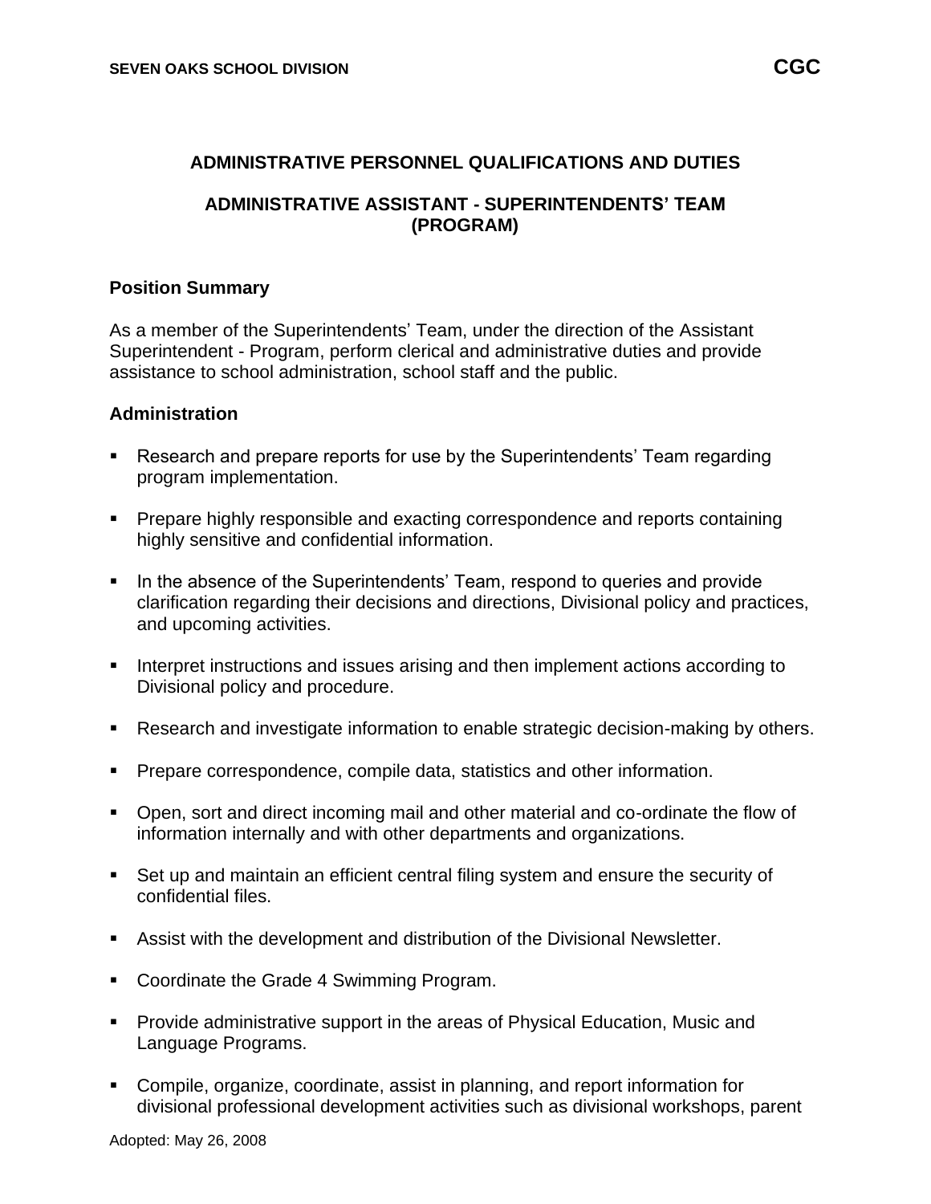## ADMINISTRATIVE PERSONNEL QUALIFICATIONS AND DUTIES

## ADMINISTRATIVE ASSISTANT - SUPERINTENDENTS' TEAM (PROGRAM)

### Position Summary

As a member of the Superintendents' Team, under the direction of the Assistant Superintendent - Program, perform clerical and administrative duties and provide assistance to school administration, school staff and the public.

### Administration

- Research and prepare reports for use by the Superintendents' Team regarding program implementation.
- Prepare highly responsible and exacting correspondence and reports containing highly sensitive and confidential information.
- In the absence of the Superintendents' Team, respond to queries and provide clarification regarding their decisions and directions, Divisional policy and practices, and upcoming activities.
- Interpret instructions and issues arising and then implement actions according to Divisional policy and procedure.
- Research and investigate information to enable strategic decision-making by others.
- Prepare correspondence, compile data, statistics and other information.
- Open, sort and direct incoming mail and other material and co-ordinate the flow of information internally and with other departments and organizations.
- Set up and maintain an efficient central filing system and ensure the security of confidential files.
- Assist with the development and distribution of the Divisional Newsletter.
- Coordinate the Grade 4 Swimming Program.
- Provide administrative support in the areas of Physical Education, Music and Language Programs.
- Compile, organize, coordinate, assist in planning, and report information for divisional professional development activities such as divisional workshops, parent

Adopted: May 26, 2008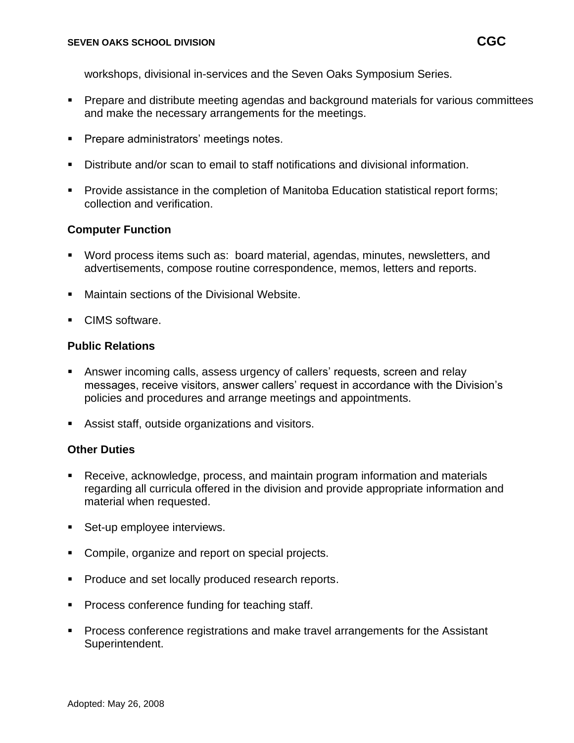workshops, divisional in-services and the Seven Oaks Symposium Series.

- Prepare and distribute meeting agendas and background materials for various committees and make the necessary arrangements for the meetings.
- Prepare administrators' meetings notes.
- Distribute and/or scan to email to staff notifications and divisional information.
- Provide assistance in the completion of Manitoba Education statistical report forms; collection and verification.

**Computer Function**

- Word process items such as: board material, agendas, minutes, newsletters, and advertisements, compose routine correspondence, memos, letters and reports.
- Maintain sections of the Divisional Website.
- CIMS software.

**Public Relations**

- Answer incoming calls, assess urgency of callers' requests, screen and relay messages, receive visitors, answer callers' request in accordance with the Division's policies and procedures and arrange meetings and appointments.
- Assist staff, outside organizations and visitors.

**Other Duties**

- Receive, acknowledge, process, and maintain program information and materials regarding all curricula offered in the division and provide appropriate information and material when requested.
- Set-up employee interviews.
- Compile, organize and report on special projects.
- Produce and set locally produced research reports.
- Process conference funding for teaching staff.
- Process conference registrations and make travel arrangements for the Assistant Superintendent.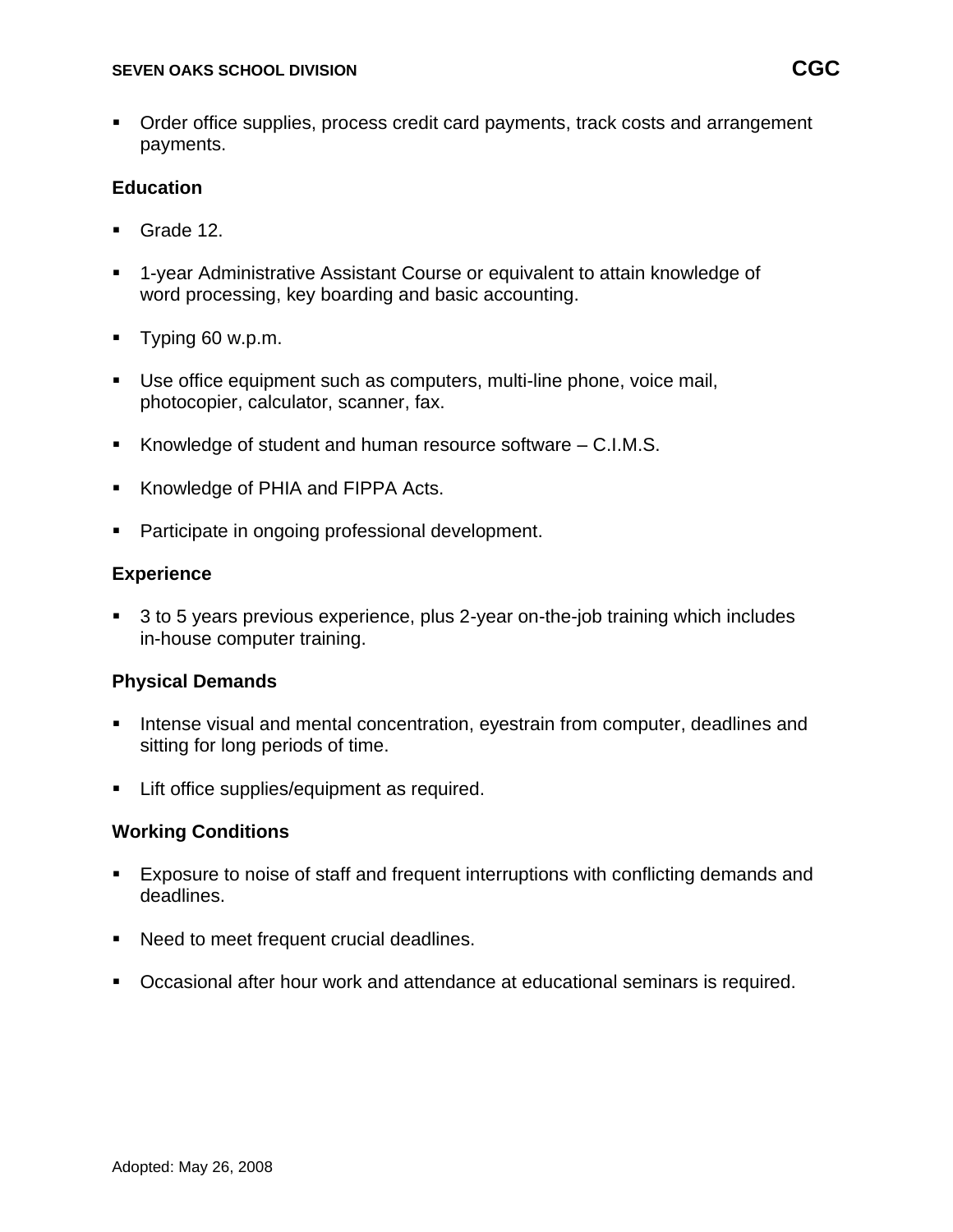- Order office supplies, process credit card payments, track costs and arrangement payments.

**Education**

- Grade 12.
- 1-year Administrative Assistant Course or equivalent to attain knowledge of word processing, key boarding and basic accounting.
- Typing 60 w.p.m.
- Use office equipment such as computers, multi-line phone, voice mail, photocopier, calculator, scanner, fax.
- Knowledge of student and human resource software – C.I.M.S.
- Knowledge of PHIA and FIPPA Acts.
- Participate in ongoing professional development.

**Experience**

- 3 to 5 years previous experience, plus 2-year on-the-job training which includes in-house computer training.

**Physical Demands**

- Intense visual and mental concentration, eyestrain from computer, deadlines and sitting for long periods of time.
- Lift office supplies/equipment as required.

**Working Conditions**

- Exposure to noise of staff and frequent interruptions with conflicting demands and deadlines.
- Need to meet frequent crucial deadlines.
- Occasional after hour work and attendance at educational seminars is required.

Adopted: May 26, 2008